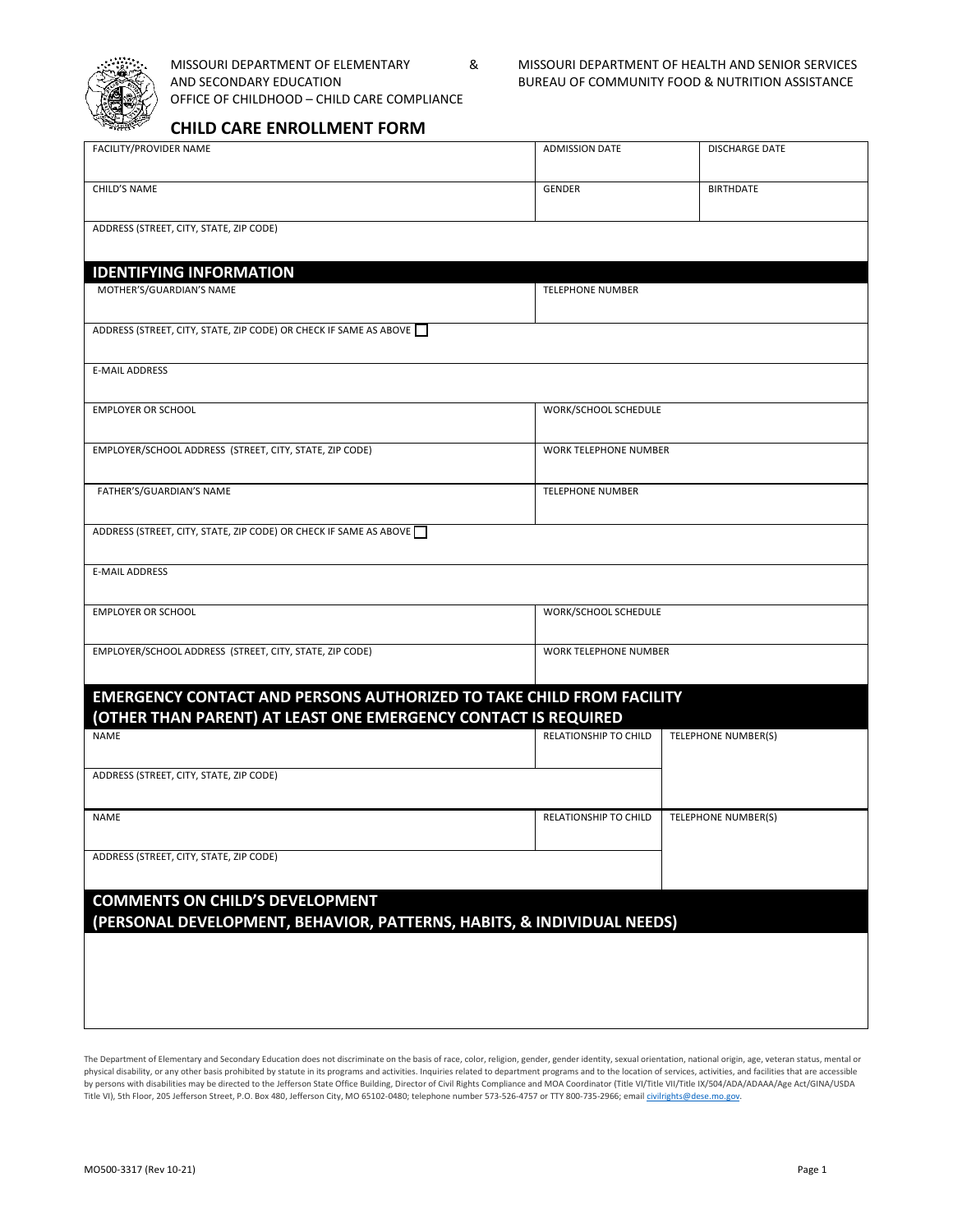MISSOURI DEPARTMENT OF ELEMENTARY AND SECONDARY EDUCATION
OFFICE OF CHILDHOOD – CHILD CARE COMPLIANCE

&

MISSOURI DEPARTMENT OF HEALTH AND SENIOR SERVICES
BUREAU OF COMMUNITY FOOD & NUTRITION ASSISTANCE

# CHILD CARE ENROLLMENT FORM

| FACILITY/PROVIDER NAME | ADMISSION DATE | DISCHARGE DATE |
|---|---|---|
| CHILD'S NAME | GENDER | BIRTHDATE |
| ADDRESS (STREET, CITY, STATE, ZIP CODE) | | |

## IDENTIFYING INFORMATION

| MOTHER'S/GUARDIAN'S NAME | TELEPHONE NUMBER |
|---|---|
| ADDRESS (STREET, CITY, STATE, ZIP CODE) OR CHECK IF SAME AS ABOVE ☐ | |
| E-MAIL ADDRESS | |
| EMPLOYER OR SCHOOL | WORK/SCHOOL SCHEDULE |
| EMPLOYER/SCHOOL ADDRESS (STREET, CITY, STATE, ZIP CODE) | WORK TELEPHONE NUMBER |
| FATHER'S/GUARDIAN'S NAME | TELEPHONE NUMBER |
| ADDRESS (STREET, CITY, STATE, ZIP CODE) OR CHECK IF SAME AS ABOVE ☐ | |
| E-MAIL ADDRESS | |
| EMPLOYER OR SCHOOL | WORK/SCHOOL SCHEDULE |
| EMPLOYER/SCHOOL ADDRESS (STREET, CITY, STATE, ZIP CODE) | WORK TELEPHONE NUMBER |

## EMERGENCY CONTACT AND PERSONS AUTHORIZED TO TAKE CHILD FROM FACILITY (OTHER THAN PARENT) AT LEAST ONE EMERGENCY CONTACT IS REQUIRED

| NAME | RELATIONSHIP TO CHILD | TELEPHONE NUMBER(S) |
|---|---|---|
| ADDRESS (STREET, CITY, STATE, ZIP CODE) | | |
| NAME | RELATIONSHIP TO CHILD | TELEPHONE NUMBER(S) |
| ADDRESS (STREET, CITY, STATE, ZIP CODE) | | |

## COMMENTS ON CHILD'S DEVELOPMENT (PERSONAL DEVELOPMENT, BEHAVIOR, PATTERNS, HABITS, & INDIVIDUAL NEEDS)

The Department of Elementary and Secondary Education does not discriminate on the basis of race, color, religion, gender, gender identity, sexual orientation, national origin, age, veteran status, mental or physical disability, or any other basis prohibited by statute in its programs and activities. Inquiries related to department programs and to the location of services, activities, and facilities that are accessible by persons with disabilities may be directed to the Jefferson State Office Building, Director of Civil Rights Compliance and MOA Coordinator (Title VI/Title VII/Title IX/504/ADA/ADAAA/Age Act/GINA/USDA Title VI), 5th Floor, 205 Jefferson Street, P.O. Box 480, Jefferson City, MO 65102-0480; telephone number 573-526-4757 or TTY 800-735-2966; email civilrights@dese.mo.gov.

MO500-3317 (Rev 10-21)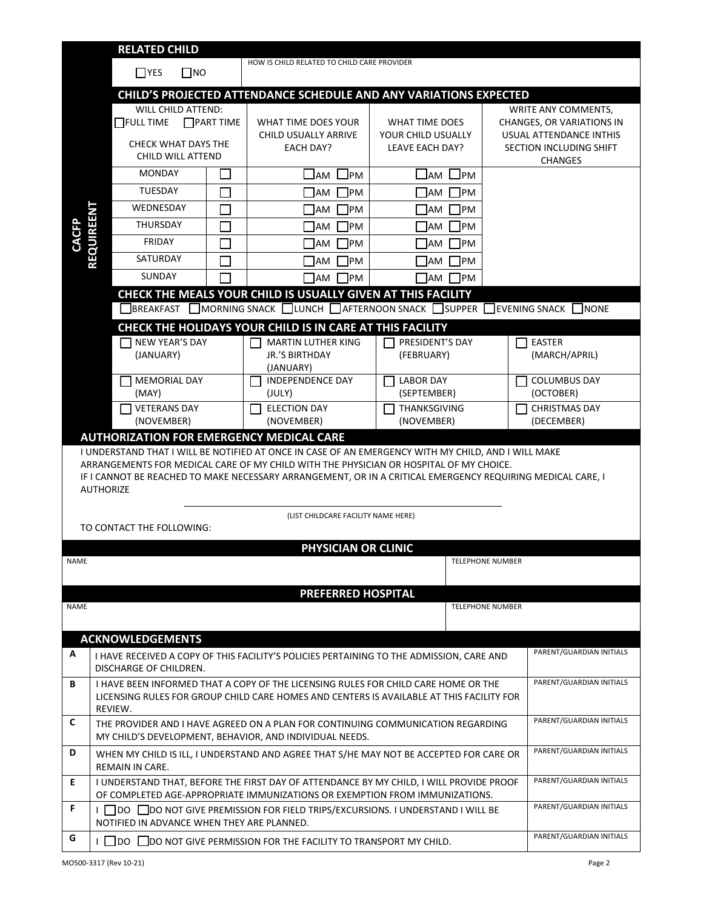## RELATED CHILD

| ☐ YES ☐ NO | HOW IS CHILD RELATED TO CHILD CARE PROVIDER |
|---|---|
| | |

**CACFP REQUIREENT**

## CHILD'S PROJECTED ATTENDANCE SCHEDULE AND ANY VARIATIONS EXPECTED

| WILL CHILD ATTEND: ☐ FULL TIME ☐ PART TIME<br>CHECK WHAT DAYS THE CHILD WILL ATTEND | | WHAT TIME DOES YOUR CHILD USUALLY ARRIVE EACH DAY? | WHAT TIME DOES YOUR CHILD USUALLY LEAVE EACH DAY? | WRITE ANY COMMENTS, CHANGES, OR VARIATIONS IN USUAL ATTENDANCE INTHIS SECTION INCLUDING SHIFT CHANGES |
|---|---|---|---|---|
| MONDAY | ☐ | ☐AM ☐PM | ☐AM ☐PM | |
| TUESDAY | ☐ | ☐AM ☐PM | ☐AM ☐PM | |
| WEDNESDAY | ☐ | ☐AM ☐PM | ☐AM ☐PM | |
| THURSDAY | ☐ | ☐AM ☐PM | ☐AM ☐PM | |
| FRIDAY | ☐ | ☐AM ☐PM | ☐AM ☐PM | |
| SATURDAY | ☐ | ☐AM ☐PM | ☐AM ☐PM | |
| SUNDAY | ☐ | ☐AM ☐PM | ☐AM ☐PM | |

## CHECK THE MEALS YOUR CHILD IS USUALLY GIVEN AT THIS FACILITY

☐ BREAKFAST ☐ MORNING SNACK ☐ LUNCH ☐ AFTERNOON SNACK ☐ SUPPER ☐ EVENING SNACK ☐ NONE

## CHECK THE HOLIDAYS YOUR CHILD IS IN CARE AT THIS FACILITY

| | | | |
|---|---|---|---|
| ☐ NEW YEAR'S DAY (JANUARY) | ☐ MARTIN LUTHER KING JR.'S BIRTHDAY (JANUARY) | ☐ PRESIDENT'S DAY (FEBRUARY) | ☐ EASTER (MARCH/APRIL) |
| ☐ MEMORIAL DAY (MAY) | ☐ INDEPENDENCE DAY (JULY) | ☐ LABOR DAY (SEPTEMBER) | ☐ COLUMBUS DAY (OCTOBER) |
| ☐ VETERANS DAY (NOVEMBER) | ☐ ELECTION DAY (NOVEMBER) | ☐ THANKSGIVING (NOVEMBER) | ☐ CHRISTMAS DAY (DECEMBER) |

## AUTHORIZATION FOR EMERGENCY MEDICAL CARE

I UNDERSTAND THAT I WILL BE NOTIFIED AT ONCE IN CASE OF AN EMERGENCY WITH MY CHILD, AND I WILL MAKE ARRANGEMENTS FOR MEDICAL CARE OF MY CHILD WITH THE PHYSICIAN OR HOSPITAL OF MY CHOICE.
IF I CANNOT BE REACHED TO MAKE NECESSARY ARRANGEMENT, OR IN A CRITICAL EMERGENCY REQUIRING MEDICAL CARE, I AUTHORIZE

______________________________________
(LIST CHILDCARE FACILITY NAME HERE)

TO CONTACT THE FOLLOWING:

## PHYSICIAN OR CLINIC

| NAME | TELEPHONE NUMBER |
|---|---|
| | |

## PREFERRED HOSPITAL

| NAME | TELEPHONE NUMBER |
|---|---|
| | |

## ACKNOWLEDGEMENTS

| | | |
|---|---|---|
| A | I HAVE RECEIVED A COPY OF THIS FACILITY'S POLICIES PERTAINING TO THE ADMISSION, CARE AND DISCHARGE OF CHILDREN. | PARENT/GUARDIAN INITIALS |
| B | I HAVE BEEN INFORMED THAT A COPY OF THE LICENSING RULES FOR CHILD CARE HOME OR THE LICENSING RULES FOR GROUP CHILD CARE HOMES AND CENTERS IS AVAILABLE AT THIS FACILITY FOR REVIEW. | PARENT/GUARDIAN INITIALS |
| C | THE PROVIDER AND I HAVE AGREED ON A PLAN FOR CONTINUING COMMUNICATION REGARDING MY CHILD'S DEVELOPMENT, BEHAVIOR, AND INDIVIDUAL NEEDS. | PARENT/GUARDIAN INITIALS |
| D | WHEN MY CHILD IS ILL, I UNDERSTAND AND AGREE THAT S/HE MAY NOT BE ACCEPTED FOR CARE OR REMAIN IN CARE. | PARENT/GUARDIAN INITIALS |
| E | I UNDERSTAND THAT, BEFORE THE FIRST DAY OF ATTENDANCE BY MY CHILD, I WILL PROVIDE PROOF OF COMPLETED AGE-APPROPRIATE IMMUNIZATIONS OR EXEMPTION FROM IMMUNIZATIONS. | PARENT/GUARDIAN INITIALS |
| F | I ☐ DO ☐ DO NOT GIVE PREMISSION FOR FIELD TRIPS/EXCURSIONS. I UNDERSTAND I WILL BE NOTIFIED IN ADVANCE WHEN THEY ARE PLANNED. | PARENT/GUARDIAN INITIALS |
| G | I ☐ DO ☐ DO NOT GIVE PERMISSION FOR THE FACILITY TO TRANSPORT MY CHILD. | PARENT/GUARDIAN INITIALS |

MO500-3317 (Rev 10-21)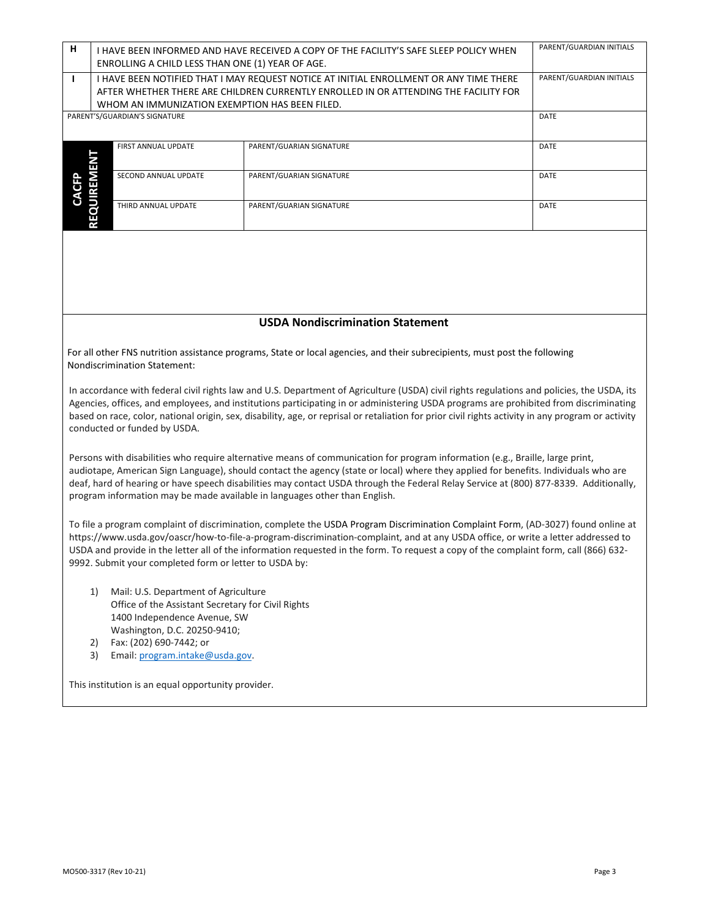| | | |
|---|---|---|
| H | I HAVE BEEN INFORMED AND HAVE RECEIVED A COPY OF THE FACILITY'S SAFE SLEEP POLICY WHEN ENROLLING A CHILD LESS THAN ONE (1) YEAR OF AGE. | PARENT/GUARDIAN INITIALS |
| I | I HAVE BEEN NOTIFIED THAT I MAY REQUEST NOTICE AT INITIAL ENROLLMENT OR ANY TIME THERE AFTER WHETHER THERE ARE CHILDREN CURRENTLY ENROLLED IN OR ATTENDING THE FACILITY FOR WHOM AN IMMUNIZATION EXEMPTION HAS BEEN FILED. | PARENT/GUARDIAN INITIALS |
| PARENT'S/GUARDIAN'S SIGNATURE | | DATE |

| | | | |
|---|---|---|---|
| CACFP REQUIREMENT | FIRST ANNUAL UPDATE | PARENT/GUARIAN SIGNATURE | DATE |
| | SECOND ANNUAL UPDATE | PARENT/GUARIAN SIGNATURE | DATE |
| | THIRD ANNUAL UPDATE | PARENT/GUARIAN SIGNATURE | DATE |

## USDA Nondiscrimination Statement

For all other FNS nutrition assistance programs, State or local agencies, and their subrecipients, must post the following Nondiscrimination Statement:

In accordance with federal civil rights law and U.S. Department of Agriculture (USDA) civil rights regulations and policies, the USDA, its Agencies, offices, and employees, and institutions participating in or administering USDA programs are prohibited from discriminating based on race, color, national origin, sex, disability, age, or reprisal or retaliation for prior civil rights activity in any program or activity conducted or funded by USDA.

Persons with disabilities who require alternative means of communication for program information (e.g., Braille, large print, audiotape, American Sign Language), should contact the agency (state or local) where they applied for benefits. Individuals who are deaf, hard of hearing or have speech disabilities may contact USDA through the Federal Relay Service at (800) 877-8339. Additionally, program information may be made available in languages other than English.

To file a program complaint of discrimination, complete the USDA Program Discrimination Complaint Form, (AD-3027) found online at https://www.usda.gov/oascr/how-to-file-a-program-discrimination-complaint, and at any USDA office, or write a letter addressed to USDA and provide in the letter all of the information requested in the form. To request a copy of the complaint form, call (866) 632-9992. Submit your completed form or letter to USDA by:

1) Mail: U.S. Department of Agriculture
   Office of the Assistant Secretary for Civil Rights
   1400 Independence Avenue, SW
   Washington, D.C. 20250-9410;
2) Fax: (202) 690-7442; or
3) Email: program.intake@usda.gov.

This institution is an equal opportunity provider.

MO500-3317 (Rev 10-21)